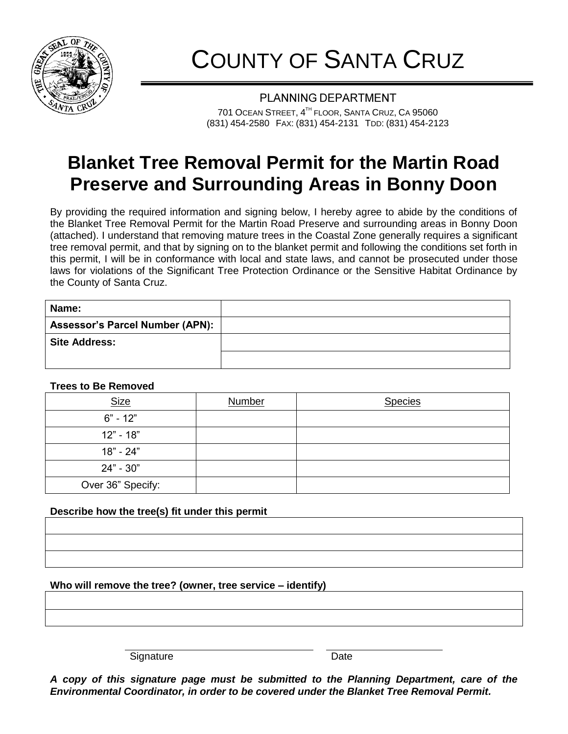# COUNTY OF SANTA CRUZ

PLANNING DEPARTMENT

701 OCEAN STREET, 4TH FLOOR, SANTA CRUZ, CA 95060
(831) 454-2580 FAX: (831) 454-2131 TDD: (831) 454-2123

## Blanket Tree Removal Permit for the Martin Road Preserve and Surrounding Areas in Bonny Doon

By providing the required information and signing below, I hereby agree to abide by the conditions of the Blanket Tree Removal Permit for the Martin Road Preserve and surrounding areas in Bonny Doon (attached). I understand that removing mature trees in the Coastal Zone generally requires a significant tree removal permit, and that by signing on to the blanket permit and following the conditions set forth in this permit, I will be in conformance with local and state laws, and cannot be prosecuted under those laws for violations of the Significant Tree Protection Ordinance or the Sensitive Habitat Ordinance by the County of Santa Cruz.

| | |
|---|---|
| **Name:** | |
| **Assessor's Parcel Number (APN):** | |
| **Site Address:** | |
| | |

**Trees to Be Removed**

| Size | Number | Species |
|---|---|---|
| 6" - 12" | | |
| 12" - 18" | | |
| 18" - 24" | | |
| 24" - 30" | | |
| Over 36" Specify: | | |

**Describe how the tree(s) fit under this permit**

| |
|---|
| |
| |
| |

**Who will remove the tree? (owner, tree service – identify)**

| |
|---|
| |
| |

Signature ______________________ Date ______________

***A copy of this signature page must be submitted to the Planning Department, care of the Environmental Coordinator, in order to be covered under the Blanket Tree Removal Permit.***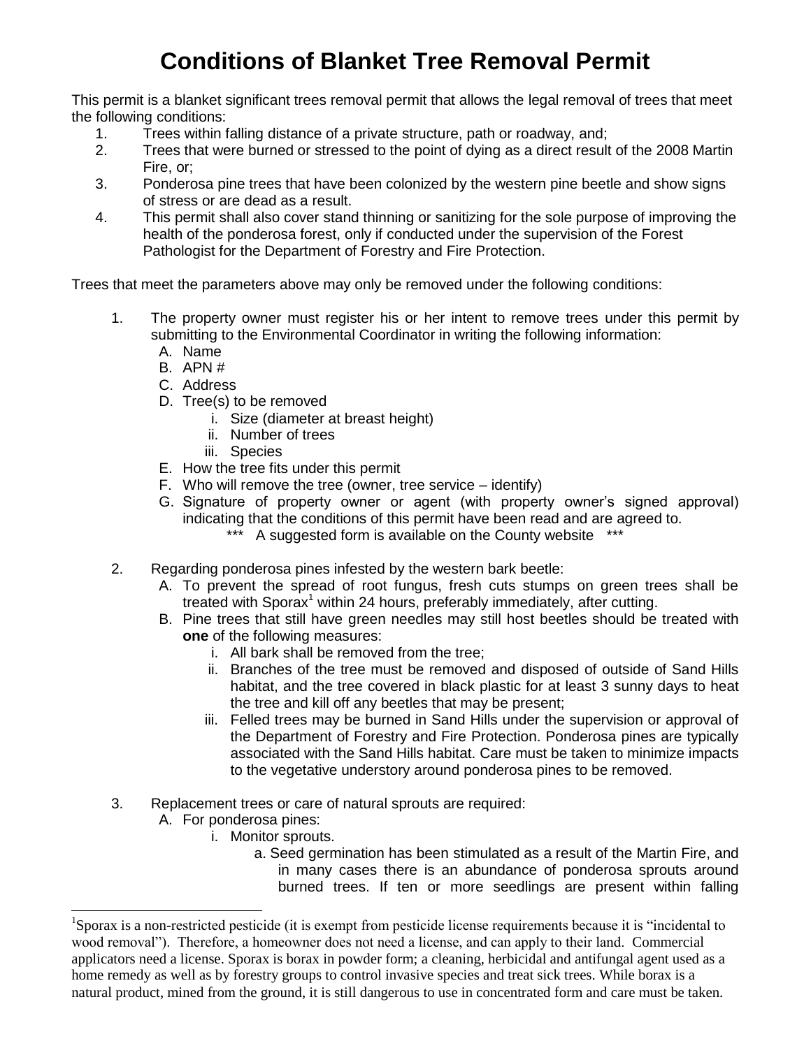# Conditions of Blanket Tree Removal Permit

This permit is a blanket significant trees removal permit that allows the legal removal of trees that meet the following conditions:

1. Trees within falling distance of a private structure, path or roadway, and;
2. Trees that were burned or stressed to the point of dying as a direct result of the 2008 Martin Fire, or;
3. Ponderosa pine trees that have been colonized by the western pine beetle and show signs of stress or are dead as a result.
4. This permit shall also cover stand thinning or sanitizing for the sole purpose of improving the health of the ponderosa forest, only if conducted under the supervision of the Forest Pathologist for the Department of Forestry and Fire Protection.

Trees that meet the parameters above may only be removed under the following conditions:

1. The property owner must register his or her intent to remove trees under this permit by submitting to the Environmental Coordinator in writing the following information:
   - A. Name
   - B. APN #
   - C. Address
   - D. Tree(s) to be removed
     - i. Size (diameter at breast height)
     - ii. Number of trees
     - iii. Species
   - E. How the tree fits under this permit
   - F. Who will remove the tree (owner, tree service – identify)
   - G. Signature of property owner or agent (with property owner's signed approval) indicating that the conditions of this permit have been read and are agreed to.

     *** A suggested form is available on the County website ***

2. Regarding ponderosa pines infested by the western bark beetle:
   - A. To prevent the spread of root fungus, fresh cuts stumps on green trees shall be treated with Sporax[1] within 24 hours, preferably immediately, after cutting.
   - B. Pine trees that still have green needles may still host beetles should be treated with **one** of the following measures:
     - i. All bark shall be removed from the tree;
     - ii. Branches of the tree must be removed and disposed of outside of Sand Hills habitat, and the tree covered in black plastic for at least 3 sunny days to heat the tree and kill off any beetles that may be present;
     - iii. Felled trees may be burned in Sand Hills under the supervision or approval of the Department of Forestry and Fire Protection. Ponderosa pines are typically associated with the Sand Hills habitat. Care must be taken to minimize impacts to the vegetative understory around ponderosa pines to be removed.

3. Replacement trees or care of natural sprouts are required:
   - A. For ponderosa pines:
     - i. Monitor sprouts.
       - a. Seed germination has been stimulated as a result of the Martin Fire, and in many cases there is an abundance of ponderosa sprouts around burned trees. If ten or more seedlings are present within falling

---

[1]Sporax is a non-restricted pesticide (it is exempt from pesticide license requirements because it is "incidental to wood removal"). Therefore, a homeowner does not need a license, and can apply to their land. Commercial applicators need a license. Sporax is borax in powder form; a cleaning, herbicidal and antifungal agent used as a home remedy as well as by forestry groups to control invasive species and treat sick trees. While borax is a natural product, mined from the ground, it is still dangerous to use in concentrated form and care must be taken.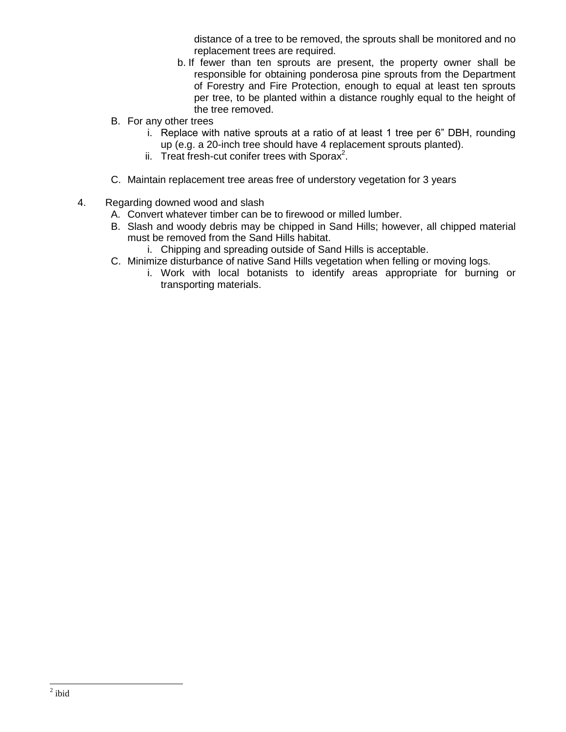distance of a tree to be removed, the sprouts shall be monitored and no replacement trees are required.

b. If fewer than ten sprouts are present, the property owner shall be responsible for obtaining ponderosa pine sprouts from the Department of Forestry and Fire Protection, enough to equal at least ten sprouts per tree, to be planted within a distance roughly equal to the height of the tree removed.

B. For any other trees
   i. Replace with native sprouts at a ratio of at least 1 tree per 6” DBH, rounding up (e.g. a 20-inch tree should have 4 replacement sprouts planted).
   ii. Treat fresh-cut conifer trees with Sporax[2].

C. Maintain replacement tree areas free of understory vegetation for 3 years

4. Regarding downed wood and slash
   A. Convert whatever timber can be to firewood or milled lumber.
   B. Slash and woody debris may be chipped in Sand Hills; however, all chipped material must be removed from the Sand Hills habitat.
      i. Chipping and spreading outside of Sand Hills is acceptable.
   C. Minimize disturbance of native Sand Hills vegetation when felling or moving logs.
      i. Work with local botanists to identify areas appropriate for burning or transporting materials.

[2] ibid